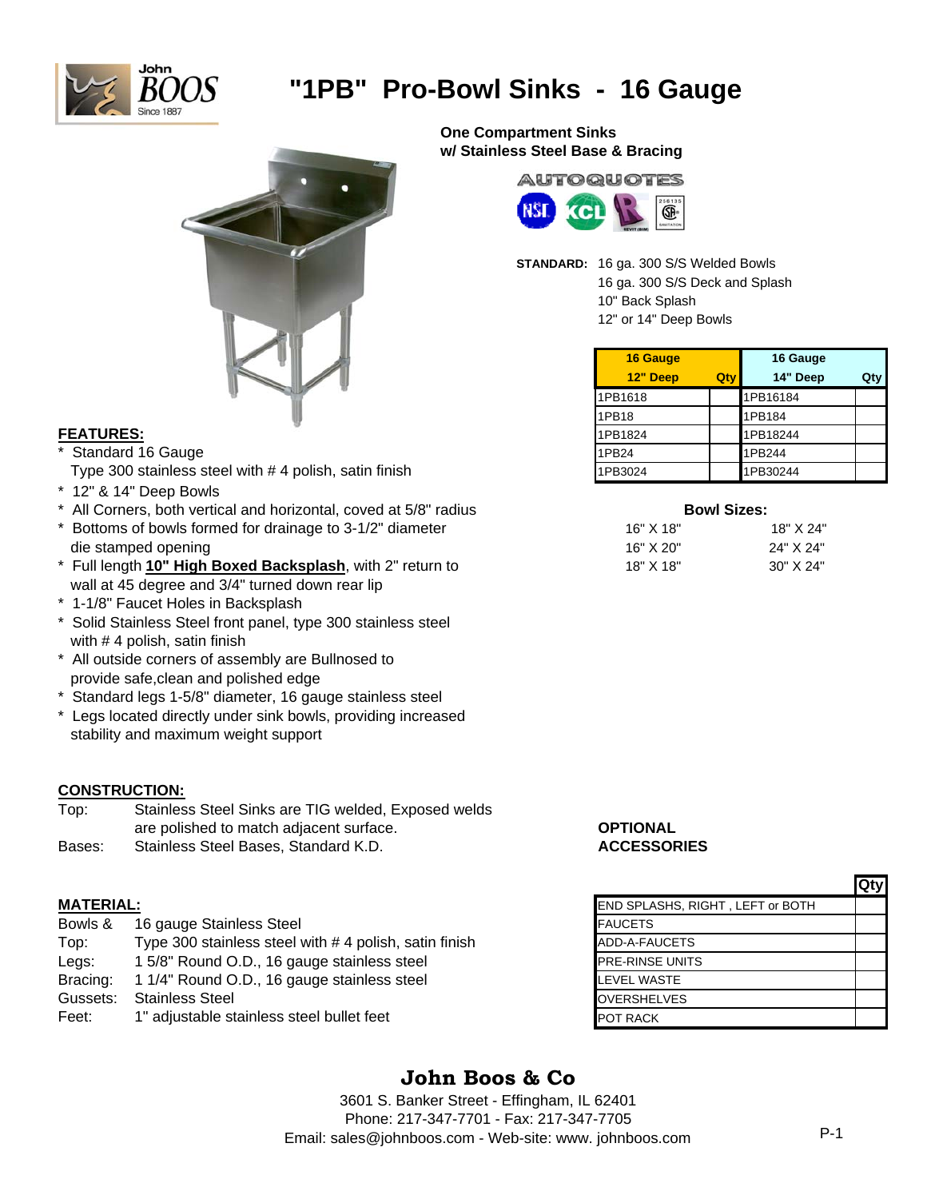# "1PB" Pro-Bowl Sinks - 16 Gauge

**One Compartment Sinks**
**w/ Stainless Steel Base & Bracing**

AUTOQUOTES

**STANDARD:** 16 ga. 300 S/S Welded Bowls
16 ga. 300 S/S Deck and Splash
10" Back Splash
12" or 14" Deep Bowls

| 16 Gauge 12" Deep | Qty | 16 Gauge 14" Deep | Qty |
|---|---|---|---|
| 1PB1618 | | 1PB16184 | |
| 1PB18 | | 1PB184 | |
| 1PB1824 | | 1PB18244 | |
| 1PB24 | | 1PB244 | |
| 1PB3024 | | 1PB30244 | |

**Bowl Sizes:**

| | |
|---|---|
| 16" X 18" | 18" X 24" |
| 16" X 20" | 24" X 24" |
| 18" X 18" | 30" X 24" |

## FEATURES:

* Standard 16 Gauge
  Type 300 stainless steel with # 4 polish, satin finish
* 12" & 14" Deep Bowls
* All Corners, both vertical and horizontal, coved at 5/8" radius
* Bottoms of bowls formed for drainage to 3-1/2" diameter
  die stamped opening
* Full length **10" High Boxed Backsplash**, with 2" return to
  wall at 45 degree and 3/4" turned down rear lip
* 1-1/8" Faucet Holes in Backsplash
* Solid Stainless Steel front panel, type 300 stainless steel
  with # 4 polish, satin finish
* All outside corners of assembly are Bullnosed to
  provide safe,clean and polished edge
* Standard legs 1-5/8" diameter, 16 gauge stainless steel
* Legs located directly under sink bowls, providing increased
  stability and maximum weight support

## CONSTRUCTION:

| | |
|---|---|
| Top: | Stainless Steel Sinks are TIG welded, Exposed welds are polished to match adjacent surface. |
| Bases: | Stainless Steel Bases, Standard K.D. |

## MATERIAL:

| | |
|---|---|
| Bowls & | 16 gauge Stainless Steel |
| Top: | Type 300 stainless steel with # 4 polish, satin finish |
| Legs: | 1 5/8" Round O.D., 16 gauge stainless steel |
| Bracing: | 1 1/4" Round O.D., 16 gauge stainless steel |
| Gussets: | Stainless Steel |
| Feet: | 1" adjustable stainless steel bullet feet |

**OPTIONAL ACCESSORIES**

| | Qty |
|---|---|
| END SPLASHS, RIGHT , LEFT or BOTH | |
| FAUCETS | |
| ADD-A-FAUCETS | |
| PRE-RINSE UNITS | |
| LEVEL WASTE | |
| OVERSHELVES | |
| POT RACK | |

**John Boos & Co**
3601 S. Banker Street - Effingham, IL 62401
Phone: 217-347-7701 - Fax: 217-347-7705
Email: sales@johnboos.com - Web-site: www. johnboos.com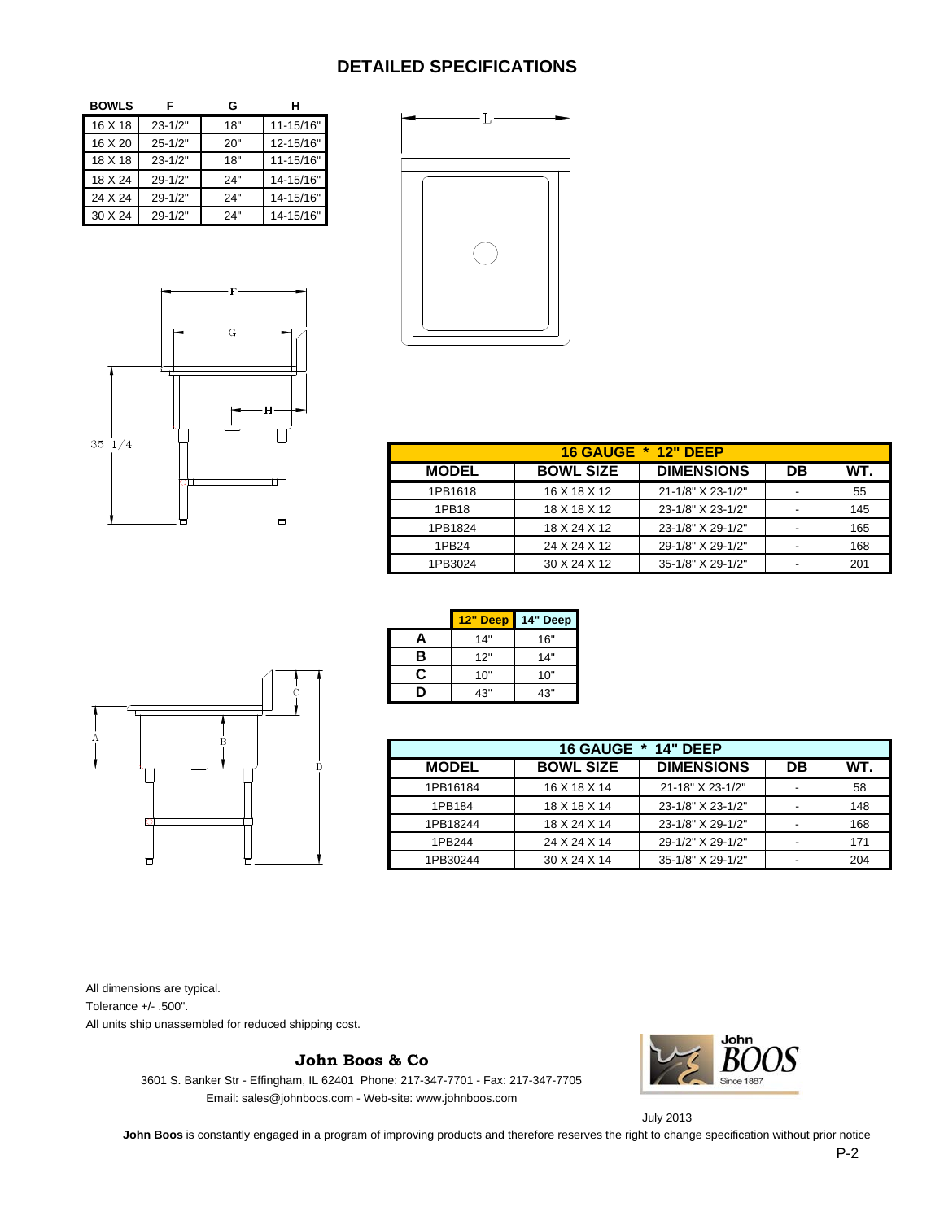## DETAILED SPECIFICATIONS

| BOWLS | F | G | H |
|---|---|---|---|
| 16 X 18 | 23-1/2" | 18" | 11-15/16" |
| 16 X 20 | 25-1/2" | 20" | 12-15/16" |
| 18 X 18 | 23-1/2" | 18" | 11-15/16" |
| 18 X 24 | 29-1/2" | 24" | 14-15/16" |
| 24 X 24 | 29-1/2" | 24" | 14-15/16" |
| 30 X 24 | 29-1/2" | 24" | 14-15/16" |

F

G

H

35 1/4

L

| 16 GAUGE * 12" DEEP | | | | |
|---|---|---|---|---|
| **MODEL** | **BOWL SIZE** | **DIMENSIONS** | **DB** | **WT.** |
| 1PB1618 | 16 X 18 X 12 | 21-1/8" X 23-1/2" | - | 55 |
| 1PB18 | 18 X 18 X 12 | 23-1/8" X 23-1/2" | - | 145 |
| 1PB1824 | 18 X 24 X 12 | 23-1/8" X 29-1/2" | - | 165 |
| 1PB24 | 24 X 24 X 12 | 29-1/8" X 29-1/2" | - | 168 |
| 1PB3024 | 30 X 24 X 12 | 35-1/8" X 29-1/2" | - | 201 |

| | 12" Deep | 14" Deep |
|---|---|---|
| **A** | 14" | 16" |
| **B** | 12" | 14" |
| **C** | 10" | 10" |
| **D** | 43" | 43" |

A

B

C

D

| 16 GAUGE * 14" DEEP | | | | |
|---|---|---|---|---|
| **MODEL** | **BOWL SIZE** | **DIMENSIONS** | **DB** | **WT.** |
| 1PB16184 | 16 X 18 X 14 | 21-18" X 23-1/2" | - | 58 |
| 1PB184 | 18 X 18 X 14 | 23-1/8" X 23-1/2" | - | 148 |
| 1PB18244 | 18 X 24 X 14 | 23-1/8" X 29-1/2" | - | 168 |
| 1PB244 | 24 X 24 X 14 | 29-1/2" X 29-1/2" | - | 171 |
| 1PB30244 | 30 X 24 X 14 | 35-1/8" X 29-1/2" | - | 204 |

All dimensions are typical.

Tolerance +/- .500".

All units ship unassembled for reduced shipping cost.

**John Boos & Co**

3601 S. Banker Str - Effingham, IL 62401 Phone: 217-347-7701 - Fax: 217-347-7705

Email: sales@johnboos.com - Web-site: www.johnboos.com

John BOOS Since 1887

July 2013

**John Boos** is constantly engaged in a program of improving products and therefore reserves the right to change specification without prior notice